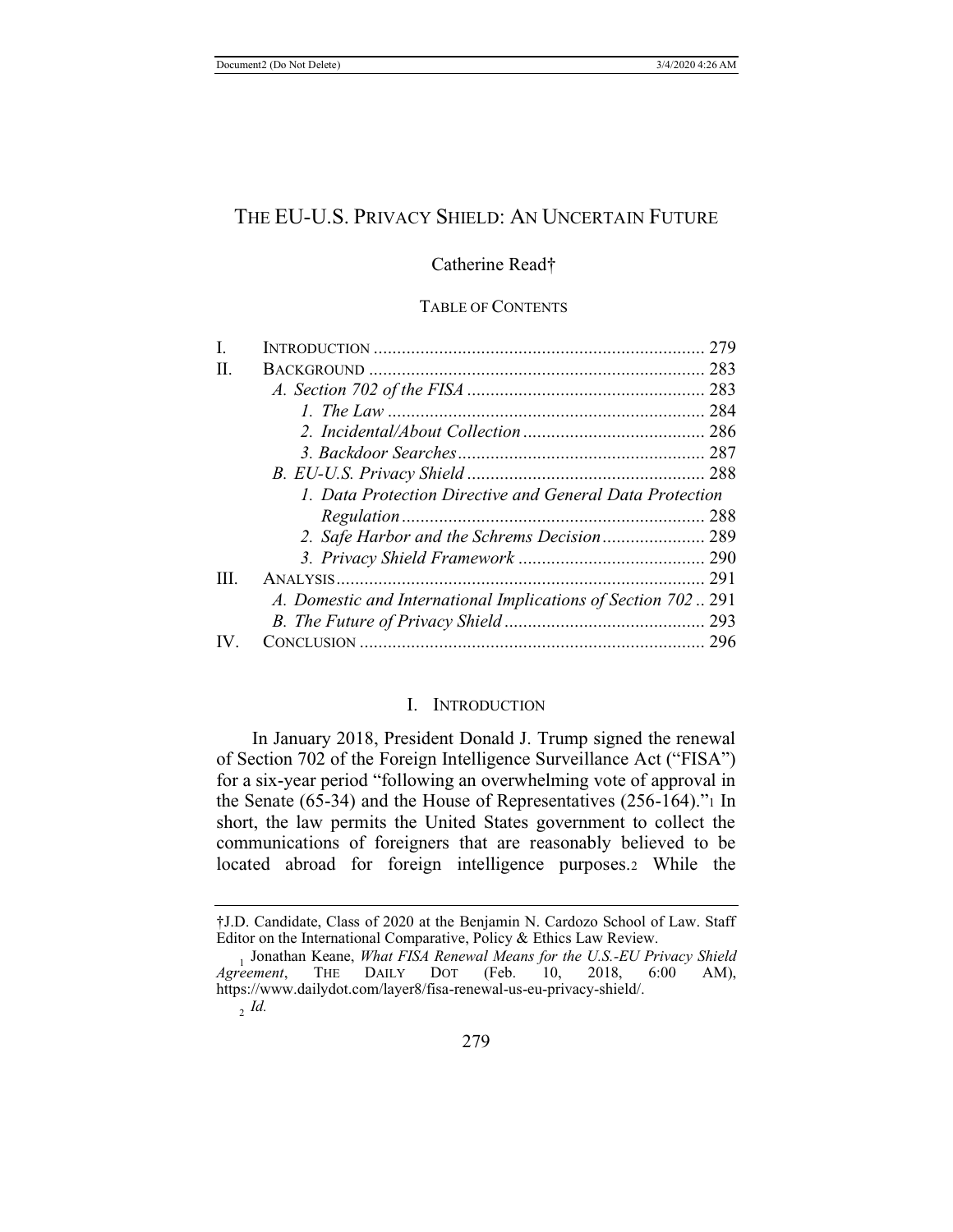# The EU-U.S. Privacy Shield: An Uncertain Future

Catherine Read†

Table of Contents

| | | |
|---|---|---|
| I. | Introduction | 279 |
| II. | Background | 283 |
| | *A. Section 702 of the FISA* | 283 |
| | *1. The Law* | 284 |
| | *2. Incidental/About Collection* | 286 |
| | *3. Backdoor Searches* | 287 |
| | *B. EU-U.S. Privacy Shield* | 288 |
| | *1. Data Protection Directive and General Data Protection Regulation* | 288 |
| | *2. Safe Harbor and the Schrems Decision* | 289 |
| | *3. Privacy Shield Framework* | 290 |
| III. | Analysis | 291 |
| | *A. Domestic and International Implications of Section 702* | 291 |
| | *B. The Future of Privacy Shield* | 293 |
| IV. | Conclusion | 296 |

## I. Introduction

In January 2018, President Donald J. Trump signed the renewal of Section 702 of the Foreign Intelligence Surveillance Act ("FISA") for a six-year period "following an overwhelming vote of approval in the Senate (65-34) and the House of Representatives (256-164)."[1] In short, the law permits the United States government to collect the communications of foreigners that are reasonably believed to be located abroad for foreign intelligence purposes.[2] While the

---

†J.D. Candidate, Class of 2020 at the Benjamin N. Cardozo School of Law. Staff Editor on the International Comparative, Policy & Ethics Law Review.

[1] Jonathan Keane, *What FISA Renewal Means for the U.S.-EU Privacy Shield Agreement*, The Daily Dot (Feb. 10, 2018, 6:00 AM), https://www.dailydot.com/layer8/fisa-renewal-us-eu-privacy-shield/.

[2] *Id.*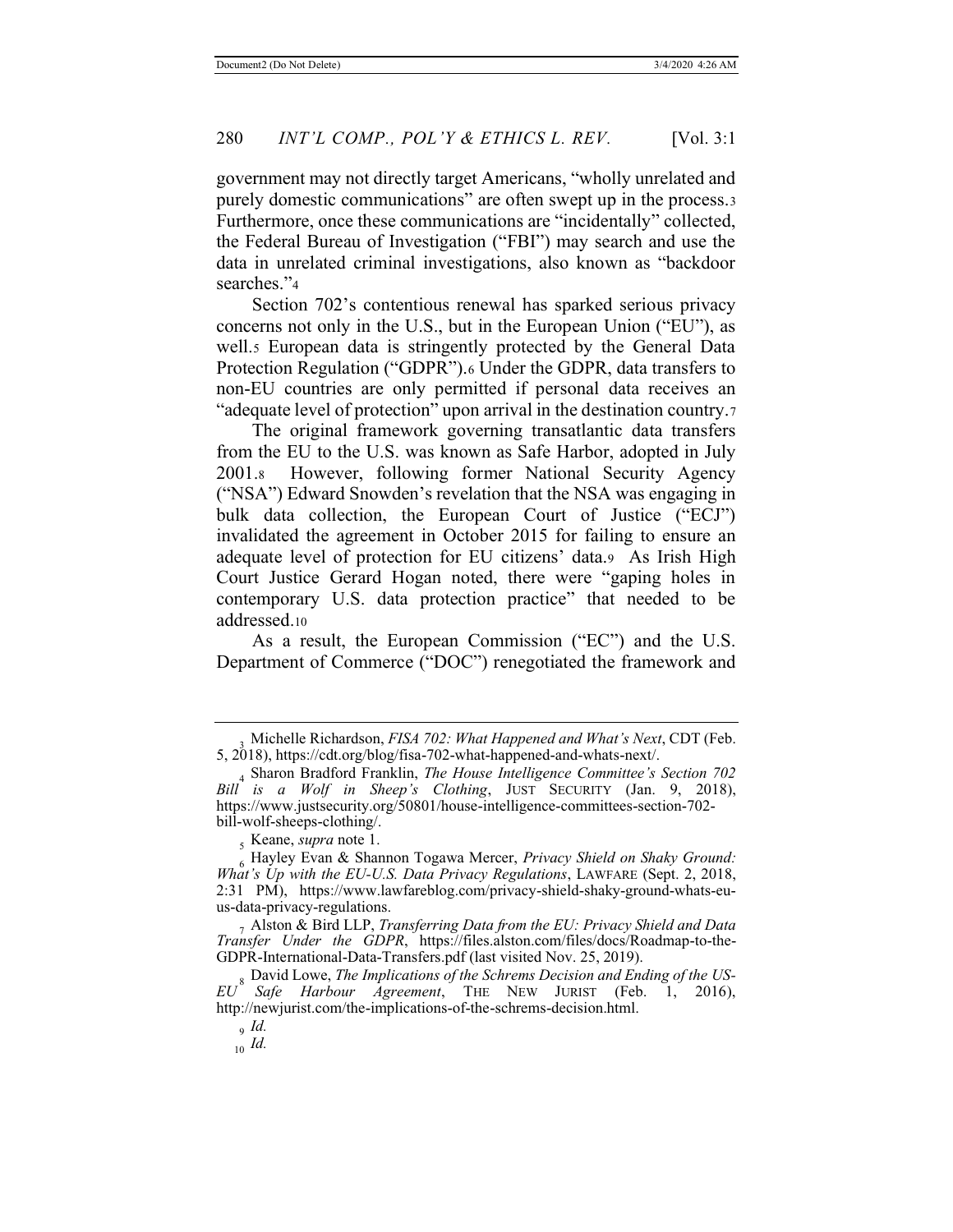government may not directly target Americans, "wholly unrelated and purely domestic communications" are often swept up in the process.[3] Furthermore, once these communications are "incidentally" collected, the Federal Bureau of Investigation ("FBI") may search and use the data in unrelated criminal investigations, also known as "backdoor searches."[4]

Section 702's contentious renewal has sparked serious privacy concerns not only in the U.S., but in the European Union ("EU"), as well.[5] European data is stringently protected by the General Data Protection Regulation ("GDPR").[6] Under the GDPR, data transfers to non-EU countries are only permitted if personal data receives an "adequate level of protection" upon arrival in the destination country.[7]

The original framework governing transatlantic data transfers from the EU to the U.S. was known as Safe Harbor, adopted in July 2001.[8] However, following former National Security Agency ("NSA") Edward Snowden's revelation that the NSA was engaging in bulk data collection, the European Court of Justice ("ECJ") invalidated the agreement in October 2015 for failing to ensure an adequate level of protection for EU citizens' data.[9] As Irish High Court Justice Gerard Hogan noted, there were "gaping holes in contemporary U.S. data protection practice" that needed to be addressed.[10]

As a result, the European Commission ("EC") and the U.S. Department of Commerce ("DOC") renegotiated the framework and

---

[3] Michelle Richardson, *FISA 702: What Happened and What's Next*, CDT (Feb. 5, 2018), https://cdt.org/blog/fisa-702-what-happened-and-whats-next/.

[4] Sharon Bradford Franklin, *The House Intelligence Committee's Section 702 Bill is a Wolf in Sheep's Clothing*, JUST SECURITY (Jan. 9, 2018), https://www.justsecurity.org/50801/house-intelligence-committees-section-702-bill-wolf-sheeps-clothing/.

[5] Keane, *supra* note 1.

[6] Hayley Evan & Shannon Togawa Mercer, *Privacy Shield on Shaky Ground: What's Up with the EU-U.S. Data Privacy Regulations*, LAWFARE (Sept. 2, 2018, 2:31 PM), https://www.lawfareblog.com/privacy-shield-shaky-ground-whats-eu-us-data-privacy-regulations.

[7] Alston & Bird LLP, *Transferring Data from the EU: Privacy Shield and Data Transfer Under the GDPR*, https://files.alston.com/files/docs/Roadmap-to-the-GDPR-International-Data-Transfers.pdf (last visited Nov. 25, 2019).

[8] David Lowe, *The Implications of the Schrems Decision and Ending of the US-EU Safe Harbour Agreement*, THE NEW JURIST (Feb. 1, 2016), http://newjurist.com/the-implications-of-the-schrems-decision.html.

[9] *Id.*

[10] *Id.*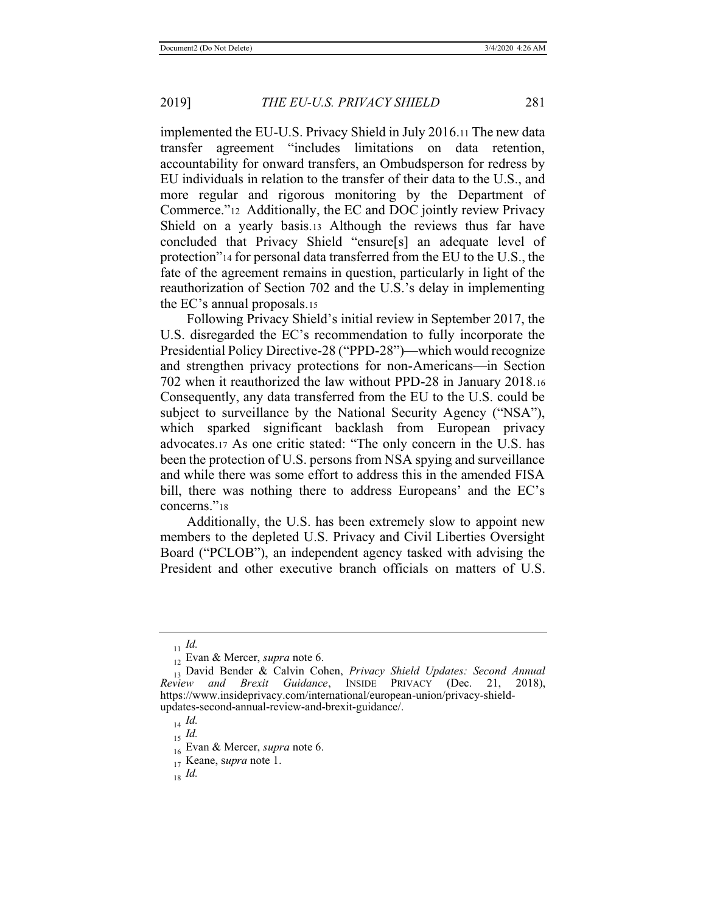implemented the EU-U.S. Privacy Shield in July 2016.[11] The new data transfer agreement "includes limitations on data retention, accountability for onward transfers, an Ombudsperson for redress by EU individuals in relation to the transfer of their data to the U.S., and more regular and rigorous monitoring by the Department of Commerce."[12] Additionally, the EC and DOC jointly review Privacy Shield on a yearly basis.[13] Although the reviews thus far have concluded that Privacy Shield "ensure[s] an adequate level of protection"[14] for personal data transferred from the EU to the U.S., the fate of the agreement remains in question, particularly in light of the reauthorization of Section 702 and the U.S.'s delay in implementing the EC's annual proposals.[15]

Following Privacy Shield's initial review in September 2017, the U.S. disregarded the EC's recommendation to fully incorporate the Presidential Policy Directive-28 ("PPD-28")—which would recognize and strengthen privacy protections for non-Americans—in Section 702 when it reauthorized the law without PPD-28 in January 2018.[16] Consequently, any data transferred from the EU to the U.S. could be subject to surveillance by the National Security Agency ("NSA"), which sparked significant backlash from European privacy advocates.[17] As one critic stated: "The only concern in the U.S. has been the protection of U.S. persons from NSA spying and surveillance and while there was some effort to address this in the amended FISA bill, there was nothing there to address Europeans' and the EC's concerns."[18]

Additionally, the U.S. has been extremely slow to appoint new members to the depleted U.S. Privacy and Civil Liberties Oversight Board ("PCLOB"), an independent agency tasked with advising the President and other executive branch officials on matters of U.S.

---

[11] *Id.*

[12] Evan & Mercer, *supra* note 6.

[13] David Bender & Calvin Cohen, *Privacy Shield Updates: Second Annual Review and Brexit Guidance*, INSIDE PRIVACY (Dec. 21, 2018), https://www.insideprivacy.com/international/european-union/privacy-shield-updates-second-annual-review-and-brexit-guidance/.

[14] *Id.*

[15] *Id.*

[16] Evan & Mercer, *supra* note 6.

[17] Keane, s*upra* note 1.

[18] *Id.*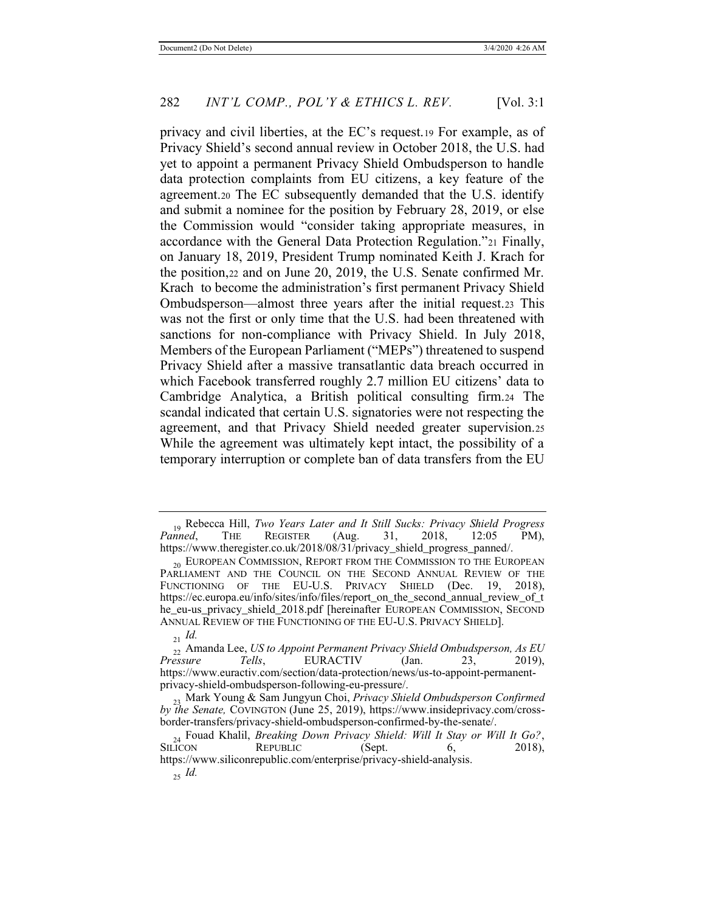privacy and civil liberties, at the EC's request.[19] For example, as of Privacy Shield's second annual review in October 2018, the U.S. had yet to appoint a permanent Privacy Shield Ombudsperson to handle data protection complaints from EU citizens, a key feature of the agreement.[20] The EC subsequently demanded that the U.S. identify and submit a nominee for the position by February 28, 2019, or else the Commission would "consider taking appropriate measures, in accordance with the General Data Protection Regulation."[21] Finally, on January 18, 2019, President Trump nominated Keith J. Krach for the position,[22] and on June 20, 2019, the U.S. Senate confirmed Mr. Krach to become the administration's first permanent Privacy Shield Ombudsperson—almost three years after the initial request.[23] This was not the first or only time that the U.S. had been threatened with sanctions for non-compliance with Privacy Shield. In July 2018, Members of the European Parliament ("MEPs") threatened to suspend Privacy Shield after a massive transatlantic data breach occurred in which Facebook transferred roughly 2.7 million EU citizens' data to Cambridge Analytica, a British political consulting firm.[24] The scandal indicated that certain U.S. signatories were not respecting the agreement, and that Privacy Shield needed greater supervision.[25] While the agreement was ultimately kept intact, the possibility of a temporary interruption or complete ban of data transfers from the EU

---

[19] Rebecca Hill, *Two Years Later and It Still Sucks: Privacy Shield Progress Panned*, THE REGISTER (Aug. 31, 2018, 12:05 PM), https://www.theregister.co.uk/2018/08/31/privacy_shield_progress_panned/.

[20] EUROPEAN COMMISSION, REPORT FROM THE COMMISSION TO THE EUROPEAN PARLIAMENT AND THE COUNCIL ON THE SECOND ANNUAL REVIEW OF THE FUNCTIONING OF THE EU-U.S. PRIVACY SHIELD (Dec. 19, 2018), https://ec.europa.eu/info/sites/info/files/report_on_the_second_annual_review_of_the_eu-us_privacy_shield_2018.pdf [hereinafter EUROPEAN COMMISSION, SECOND ANNUAL REVIEW OF THE FUNCTIONING OF THE EU-U.S. PRIVACY SHIELD].

[21] *Id.*

[22] Amanda Lee, *US to Appoint Permanent Privacy Shield Ombudsperson, As EU Pressure Tells*, EURACTIV (Jan. 23, 2019), https://www.euractiv.com/section/data-protection/news/us-to-appoint-permanent-privacy-shield-ombudsperson-following-eu-pressure/.

[23] Mark Young & Sam Jungyun Choi, *Privacy Shield Ombudsperson Confirmed by the Senate,* COVINGTON (June 25, 2019), https://www.insideprivacy.com/cross-border-transfers/privacy-shield-ombudsperson-confirmed-by-the-senate/.

[24] Fouad Khalil, *Breaking Down Privacy Shield: Will It Stay or Will It Go?*, SILICON REPUBLIC (Sept. 6, 2018), https://www.siliconrepublic.com/enterprise/privacy-shield-analysis.

[25] *Id.*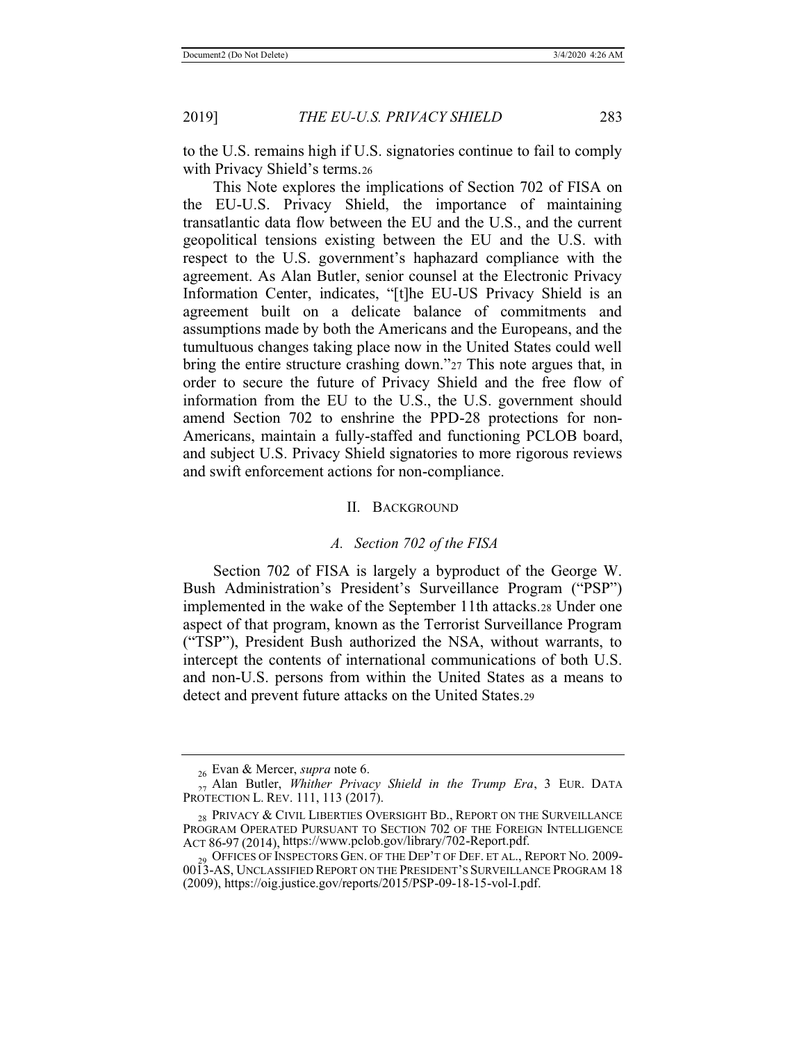to the U.S. remains high if U.S. signatories continue to fail to comply with Privacy Shield's terms.[26]

This Note explores the implications of Section 702 of FISA on the EU-U.S. Privacy Shield, the importance of maintaining transatlantic data flow between the EU and the U.S., and the current geopolitical tensions existing between the EU and the U.S. with respect to the U.S. government's haphazard compliance with the agreement. As Alan Butler, senior counsel at the Electronic Privacy Information Center, indicates, "[t]he EU-US Privacy Shield is an agreement built on a delicate balance of commitments and assumptions made by both the Americans and the Europeans, and the tumultuous changes taking place now in the United States could well bring the entire structure crashing down."[27] This note argues that, in order to secure the future of Privacy Shield and the free flow of information from the EU to the U.S., the U.S. government should amend Section 702 to enshrine the PPD-28 protections for non-Americans, maintain a fully-staffed and functioning PCLOB board, and subject U.S. Privacy Shield signatories to more rigorous reviews and swift enforcement actions for non-compliance.

## II. Background

### *A. Section 702 of the FISA*

Section 702 of FISA is largely a byproduct of the George W. Bush Administration's President's Surveillance Program ("PSP") implemented in the wake of the September 11th attacks.[28] Under one aspect of that program, known as the Terrorist Surveillance Program ("TSP"), President Bush authorized the NSA, without warrants, to intercept the contents of international communications of both U.S. and non-U.S. persons from within the United States as a means to detect and prevent future attacks on the United States.[29]

---

[26] Evan & Mercer, *supra* note 6.

[27] Alan Butler, *Whither Privacy Shield in the Trump Era*, 3 EUR. DATA PROTECTION L. REV. 111, 113 (2017).

[28] PRIVACY & CIVIL LIBERTIES OVERSIGHT BD., REPORT ON THE SURVEILLANCE PROGRAM OPERATED PURSUANT TO SECTION 702 OF THE FOREIGN INTELLIGENCE ACT 86-97 (2014), https://www.pclob.gov/library/702-Report.pdf.

[29] OFFICES OF INSPECTORS GEN. OF THE DEP'T OF DEF. ET AL., REPORT NO. 2009-0013-AS, UNCLASSIFIED REPORT ON THE PRESIDENT'S SURVEILLANCE PROGRAM 18 (2009), https://oig.justice.gov/reports/2015/PSP-09-18-15-vol-I.pdf.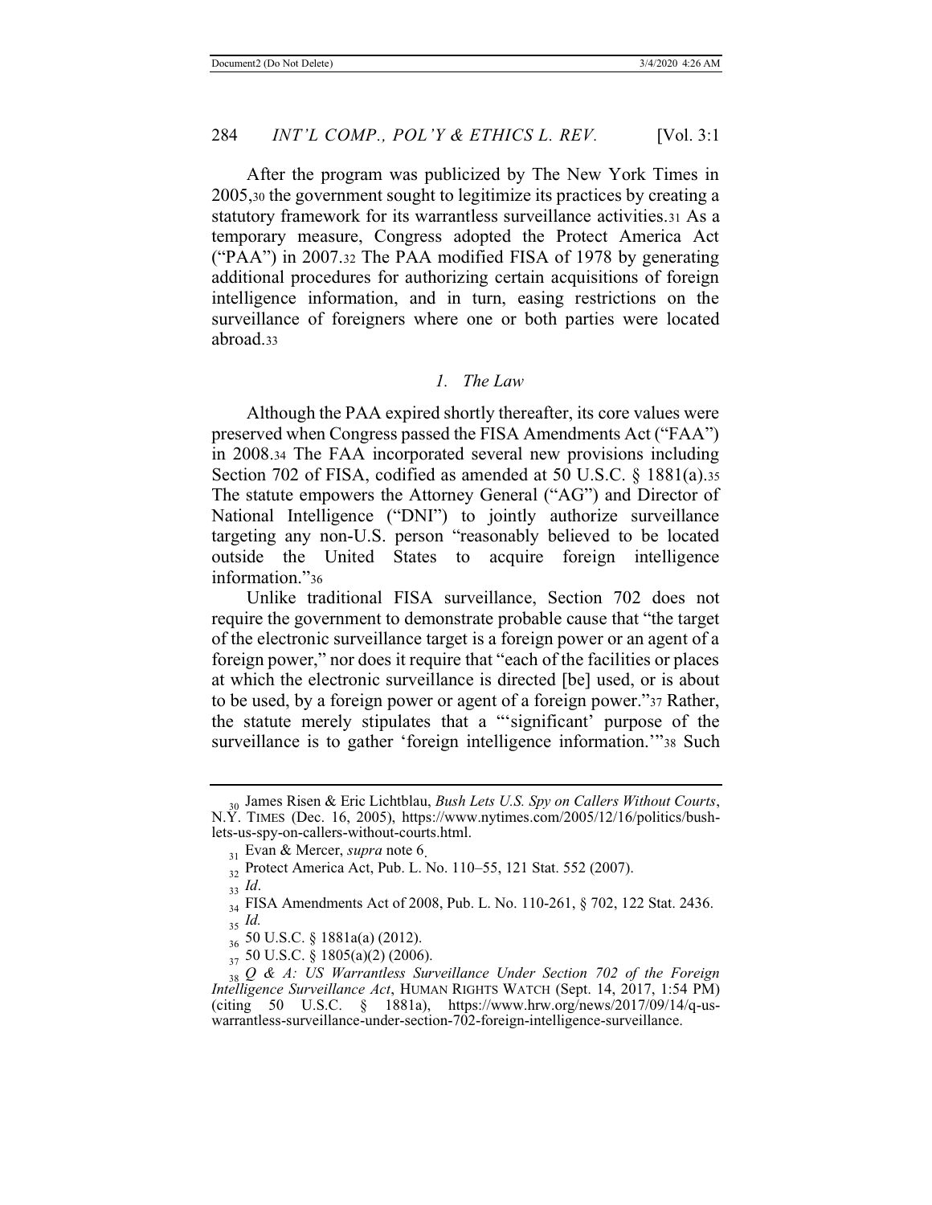After the program was publicized by The New York Times in 2005,[30] the government sought to legitimize its practices by creating a statutory framework for its warrantless surveillance activities.[31] As a temporary measure, Congress adopted the Protect America Act ("PAA") in 2007.[32] The PAA modified FISA of 1978 by generating additional procedures for authorizing certain acquisitions of foreign intelligence information, and in turn, easing restrictions on the surveillance of foreigners where one or both parties were located abroad.[33]

### *1. The Law*

Although the PAA expired shortly thereafter, its core values were preserved when Congress passed the FISA Amendments Act ("FAA") in 2008.[34] The FAA incorporated several new provisions including Section 702 of FISA, codified as amended at 50 U.S.C. § 1881(a).[35] The statute empowers the Attorney General ("AG") and Director of National Intelligence ("DNI") to jointly authorize surveillance targeting any non-U.S. person "reasonably believed to be located outside the United States to acquire foreign intelligence information."[36]

Unlike traditional FISA surveillance, Section 702 does not require the government to demonstrate probable cause that "the target of the electronic surveillance target is a foreign power or an agent of a foreign power," nor does it require that "each of the facilities or places at which the electronic surveillance is directed [be] used, or is about to be used, by a foreign power or agent of a foreign power."[37] Rather, the statute merely stipulates that a "'significant' purpose of the surveillance is to gather 'foreign intelligence information.'"[38] Such

---

[30] James Risen & Eric Lichtblau, *Bush Lets U.S. Spy on Callers Without Courts*, N.Y. TIMES (Dec. 16, 2005), https://www.nytimes.com/2005/12/16/politics/bush-lets-us-spy-on-callers-without-courts.html.

[31] Evan & Mercer, *supra* note 6.

[32] Protect America Act, Pub. L. No. 110–55, 121 Stat. 552 (2007).

[33] *Id*.

[34] FISA Amendments Act of 2008, Pub. L. No. 110-261, § 702, 122 Stat. 2436.

[35] *Id.*

[36] 50 U.S.C. § 1881a(a) (2012).

[37] 50 U.S.C. § 1805(a)(2) (2006).

[38] *Q & A: US Warrantless Surveillance Under Section 702 of the Foreign Intelligence Surveillance Act*, HUMAN RIGHTS WATCH (Sept. 14, 2017, 1:54 PM) (citing 50 U.S.C. § 1881a), https://www.hrw.org/news/2017/09/14/q-us-warrantless-surveillance-under-section-702-foreign-intelligence-surveillance.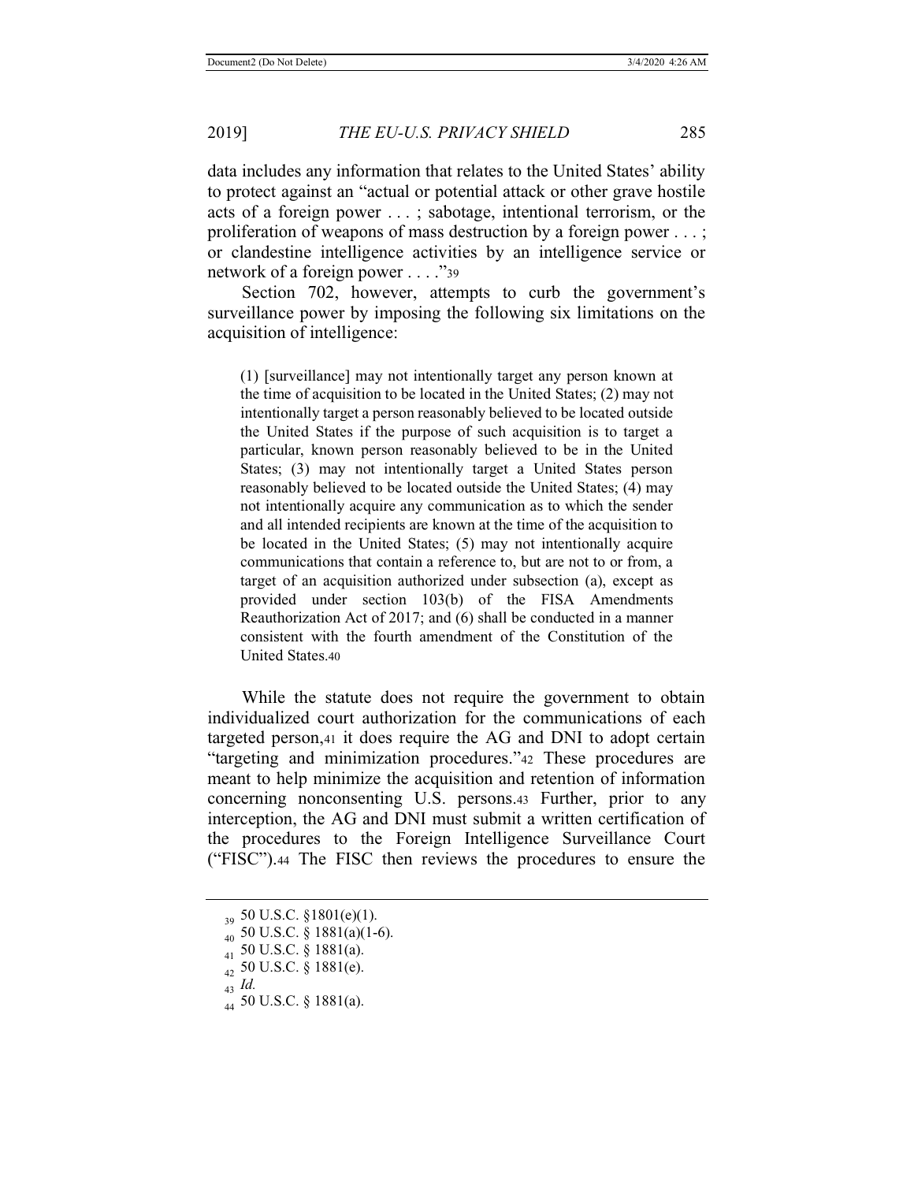data includes any information that relates to the United States' ability to protect against an "actual or potential attack or other grave hostile acts of a foreign power . . . ; sabotage, intentional terrorism, or the proliferation of weapons of mass destruction by a foreign power . . . ; or clandestine intelligence activities by an intelligence service or network of a foreign power . . . ."[39]

Section 702, however, attempts to curb the government's surveillance power by imposing the following six limitations on the acquisition of intelligence:

> (1) [surveillance] may not intentionally target any person known at the time of acquisition to be located in the United States; (2) may not intentionally target a person reasonably believed to be located outside the United States if the purpose of such acquisition is to target a particular, known person reasonably believed to be in the United States; (3) may not intentionally target a United States person reasonably believed to be located outside the United States; (4) may not intentionally acquire any communication as to which the sender and all intended recipients are known at the time of the acquisition to be located in the United States; (5) may not intentionally acquire communications that contain a reference to, but are not to or from, a target of an acquisition authorized under subsection (a), except as provided under section 103(b) of the FISA Amendments Reauthorization Act of 2017; and (6) shall be conducted in a manner consistent with the fourth amendment of the Constitution of the United States.[40]

While the statute does not require the government to obtain individualized court authorization for the communications of each targeted person,[41] it does require the AG and DNI to adopt certain "targeting and minimization procedures."[42] These procedures are meant to help minimize the acquisition and retention of information concerning nonconsenting U.S. persons.[43] Further, prior to any interception, the AG and DNI must submit a written certification of the procedures to the Foreign Intelligence Surveillance Court ("FISC").[44] The FISC then reviews the procedures to ensure the

---

[39] 50 U.S.C. §1801(e)(1).

[40] 50 U.S.C. § 1881(a)(1-6).

[41] 50 U.S.C. § 1881(a).

[42] 50 U.S.C. § 1881(e).

[43] *Id.*

[44] 50 U.S.C. § 1881(a).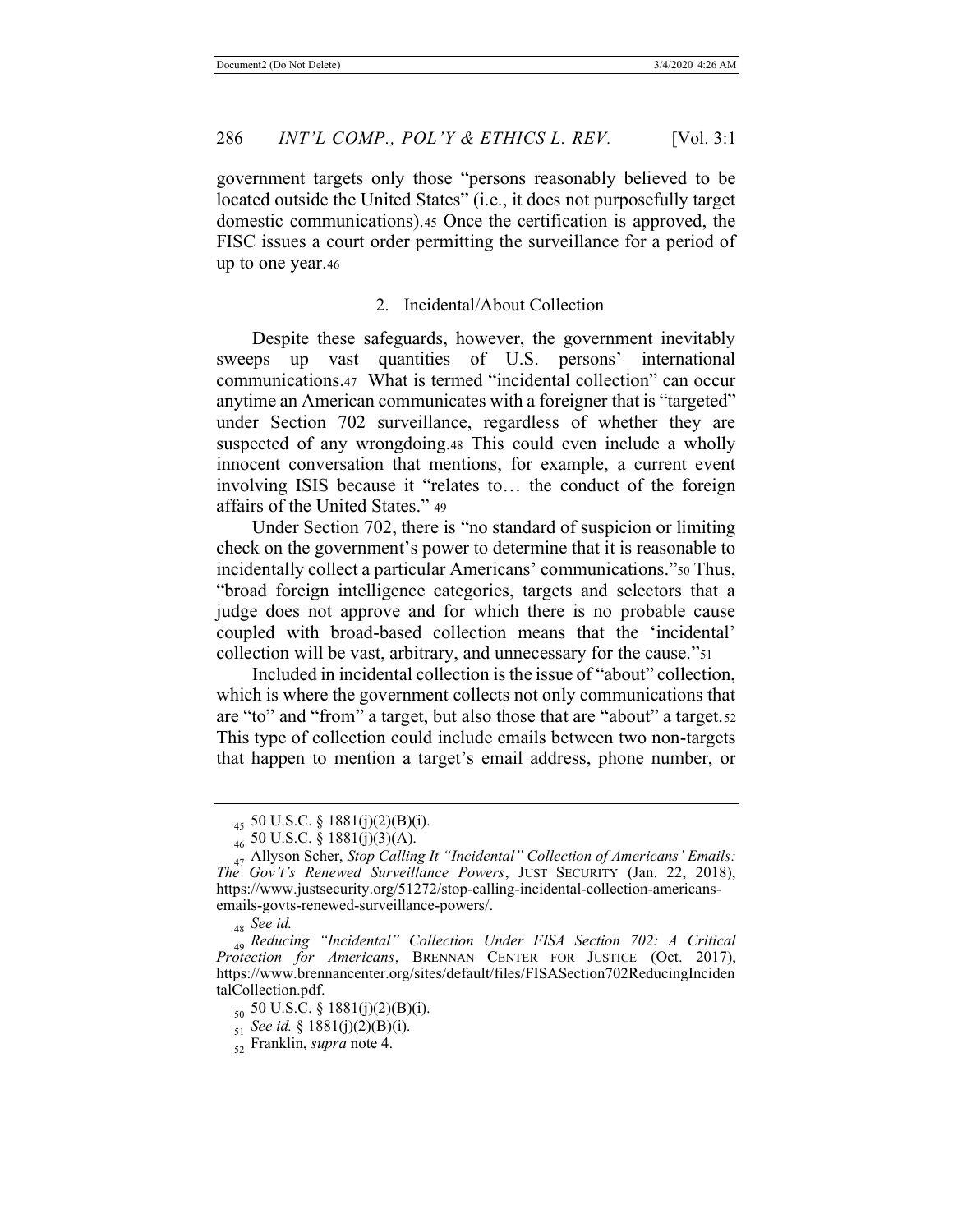government targets only those "persons reasonably believed to be located outside the United States" (i.e., it does not purposefully target domestic communications).[45] Once the certification is approved, the FISC issues a court order permitting the surveillance for a period of up to one year.[46]

### 2. Incidental/About Collection

Despite these safeguards, however, the government inevitably sweeps up vast quantities of U.S. persons' international communications.[47] What is termed "incidental collection" can occur anytime an American communicates with a foreigner that is "targeted" under Section 702 surveillance, regardless of whether they are suspected of any wrongdoing.[48] This could even include a wholly innocent conversation that mentions, for example, a current event involving ISIS because it "relates to… the conduct of the foreign affairs of the United States." [49]

Under Section 702, there is "no standard of suspicion or limiting check on the government's power to determine that it is reasonable to incidentally collect a particular Americans' communications."[50] Thus, "broad foreign intelligence categories, targets and selectors that a judge does not approve and for which there is no probable cause coupled with broad-based collection means that the 'incidental' collection will be vast, arbitrary, and unnecessary for the cause."[51]

Included in incidental collection is the issue of "about" collection, which is where the government collects not only communications that are "to" and "from" a target, but also those that are "about" a target.[52] This type of collection could include emails between two non-targets that happen to mention a target's email address, phone number, or

---

[45] 50 U.S.C. § 1881(j)(2)(B)(i).

[46] 50 U.S.C. § 1881(j)(3)(A).

[47] Allyson Scher, *Stop Calling It "Incidental" Collection of Americans' Emails: The Gov't's Renewed Surveillance Powers*, JUST SECURITY (Jan. 22, 2018), https://www.justsecurity.org/51272/stop-calling-incidental-collection-americans-emails-govts-renewed-surveillance-powers/.

[48] *See id.*

[49] *Reducing "Incidental" Collection Under FISA Section 702: A Critical Protection for Americans*, BRENNAN CENTER FOR JUSTICE (Oct. 2017), https://www.brennancenter.org/sites/default/files/FISASection702ReducingIncidentalCollection.pdf.

[50] 50 U.S.C. § 1881(j)(2)(B)(i).

[51] *See id.* § 1881(j)(2)(B)(i).

[52] Franklin, *supra* note 4.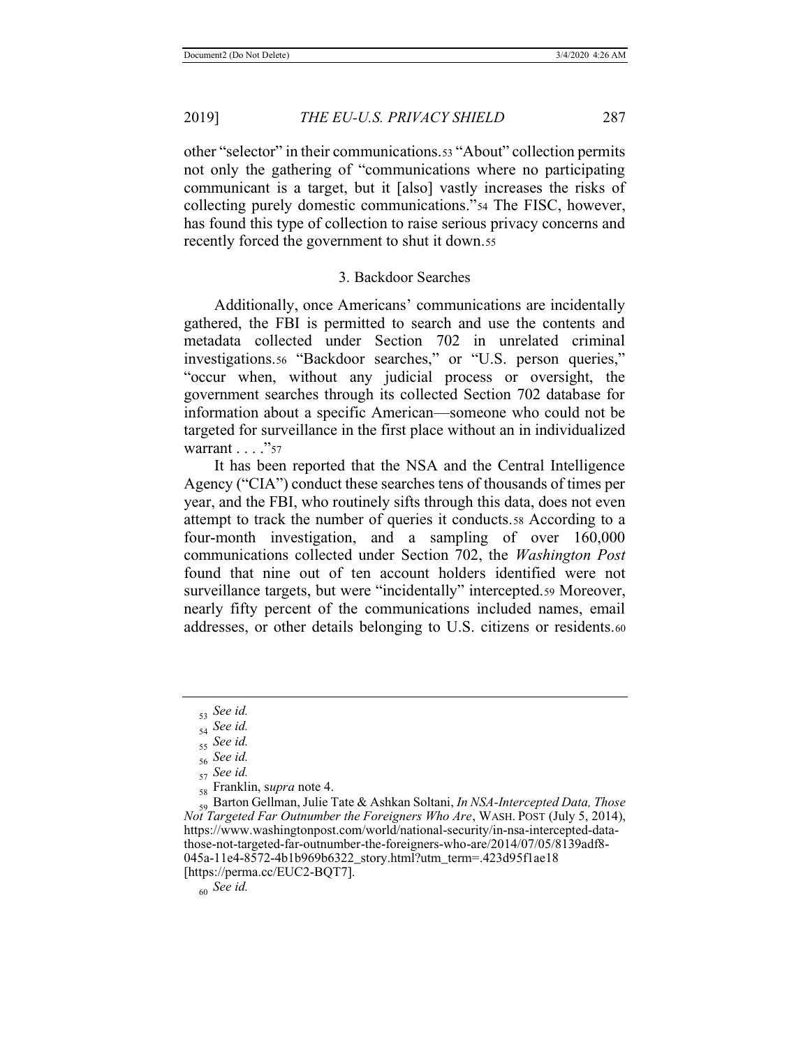other "selector" in their communications.[53] "About" collection permits not only the gathering of "communications where no participating communicant is a target, but it [also] vastly increases the risks of collecting purely domestic communications."[54] The FISC, however, has found this type of collection to raise serious privacy concerns and recently forced the government to shut it down.[55]

### 3. Backdoor Searches

Additionally, once Americans' communications are incidentally gathered, the FBI is permitted to search and use the contents and metadata collected under Section 702 in unrelated criminal investigations.[56] "Backdoor searches," or "U.S. person queries," "occur when, without any judicial process or oversight, the government searches through its collected Section 702 database for information about a specific American—someone who could not be targeted for surveillance in the first place without an in individualized warrant . . . ."[57]

It has been reported that the NSA and the Central Intelligence Agency ("CIA") conduct these searches tens of thousands of times per year, and the FBI, who routinely sifts through this data, does not even attempt to track the number of queries it conducts.[58] According to a four-month investigation, and a sampling of over 160,000 communications collected under Section 702, the *Washington Post* found that nine out of ten account holders identified were not surveillance targets, but were "incidentally" intercepted.[59] Moreover, nearly fifty percent of the communications included names, email addresses, or other details belonging to U.S. citizens or residents.[60]

---

[53] *See id.*

[54] *See id.*

[55] *See id.*

[56] *See id.*

[57] *See id.*

[58] Franklin, s*upra* note 4.

[59] Barton Gellman, Julie Tate & Ashkan Soltani, *In NSA-Intercepted Data, Those Not Targeted Far Outnumber the Foreigners Who Are*, WASH. POST (July 5, 2014), https://www.washingtonpost.com/world/national-security/in-nsa-intercepted-data-those-not-targeted-far-outnumber-the-foreigners-who-are/2014/07/05/8139adf8-045a-11e4-8572-4b1b969b6322_story.html?utm_term=.423d95f1ae18 [https://perma.cc/EUC2-BQT7].

[60] *See id.*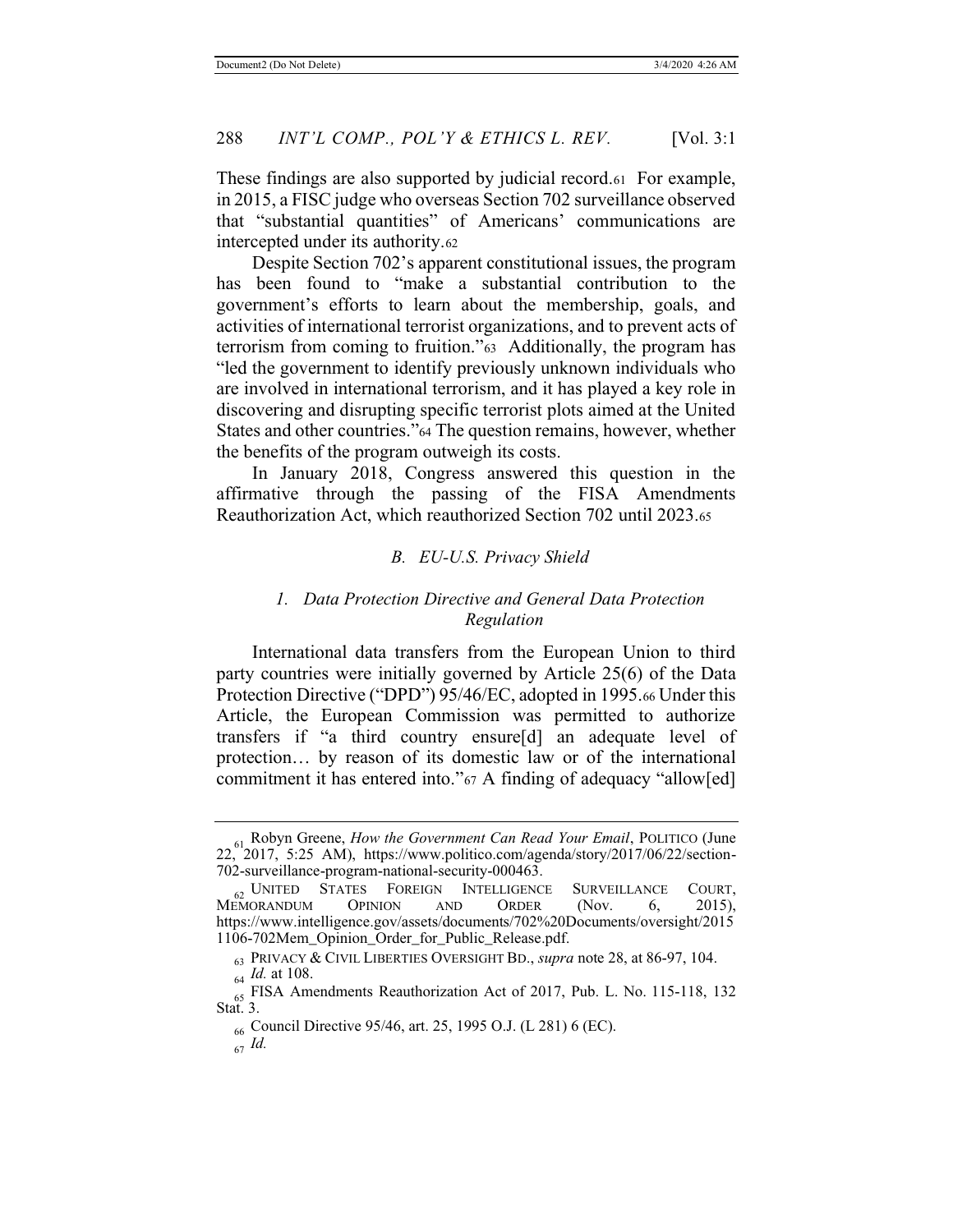These findings are also supported by judicial record.[61] For example, in 2015, a FISC judge who overseas Section 702 surveillance observed that "substantial quantities" of Americans' communications are intercepted under its authority.[62]

Despite Section 702's apparent constitutional issues, the program has been found to "make a substantial contribution to the government's efforts to learn about the membership, goals, and activities of international terrorist organizations, and to prevent acts of terrorism from coming to fruition."[63] Additionally, the program has "led the government to identify previously unknown individuals who are involved in international terrorism, and it has played a key role in discovering and disrupting specific terrorist plots aimed at the United States and other countries."[64] The question remains, however, whether the benefits of the program outweigh its costs.

In January 2018, Congress answered this question in the affirmative through the passing of the FISA Amendments Reauthorization Act, which reauthorized Section 702 until 2023.[65]

### *B. EU-U.S. Privacy Shield*

#### *1. Data Protection Directive and General Data Protection Regulation*

International data transfers from the European Union to third party countries were initially governed by Article 25(6) of the Data Protection Directive ("DPD") 95/46/EC, adopted in 1995.[66] Under this Article, the European Commission was permitted to authorize transfers if "a third country ensure[d] an adequate level of protection… by reason of its domestic law or of the international commitment it has entered into."[67] A finding of adequacy "allow[ed]

---

[61] Robyn Greene, *How the Government Can Read Your Email*, POLITICO (June 22, 2017, 5:25 AM), https://www.politico.com/agenda/story/2017/06/22/section-702-surveillance-program-national-security-000463.

[62] UNITED STATES FOREIGN INTELLIGENCE SURVEILLANCE COURT, MEMORANDUM OPINION AND ORDER (Nov. 6, 2015), https://www.intelligence.gov/assets/documents/702%20Documents/oversight/20151106-702Mem_Opinion_Order_for_Public_Release.pdf.

[63] PRIVACY & CIVIL LIBERTIES OVERSIGHT BD., *supra* note 28, at 86-97, 104.

[64] *Id.* at 108.

[65] FISA Amendments Reauthorization Act of 2017, Pub. L. No. 115-118, 132 Stat. 3.

[66] Council Directive 95/46, art. 25, 1995 O.J. (L 281) 6 (EC).

[67] *Id.*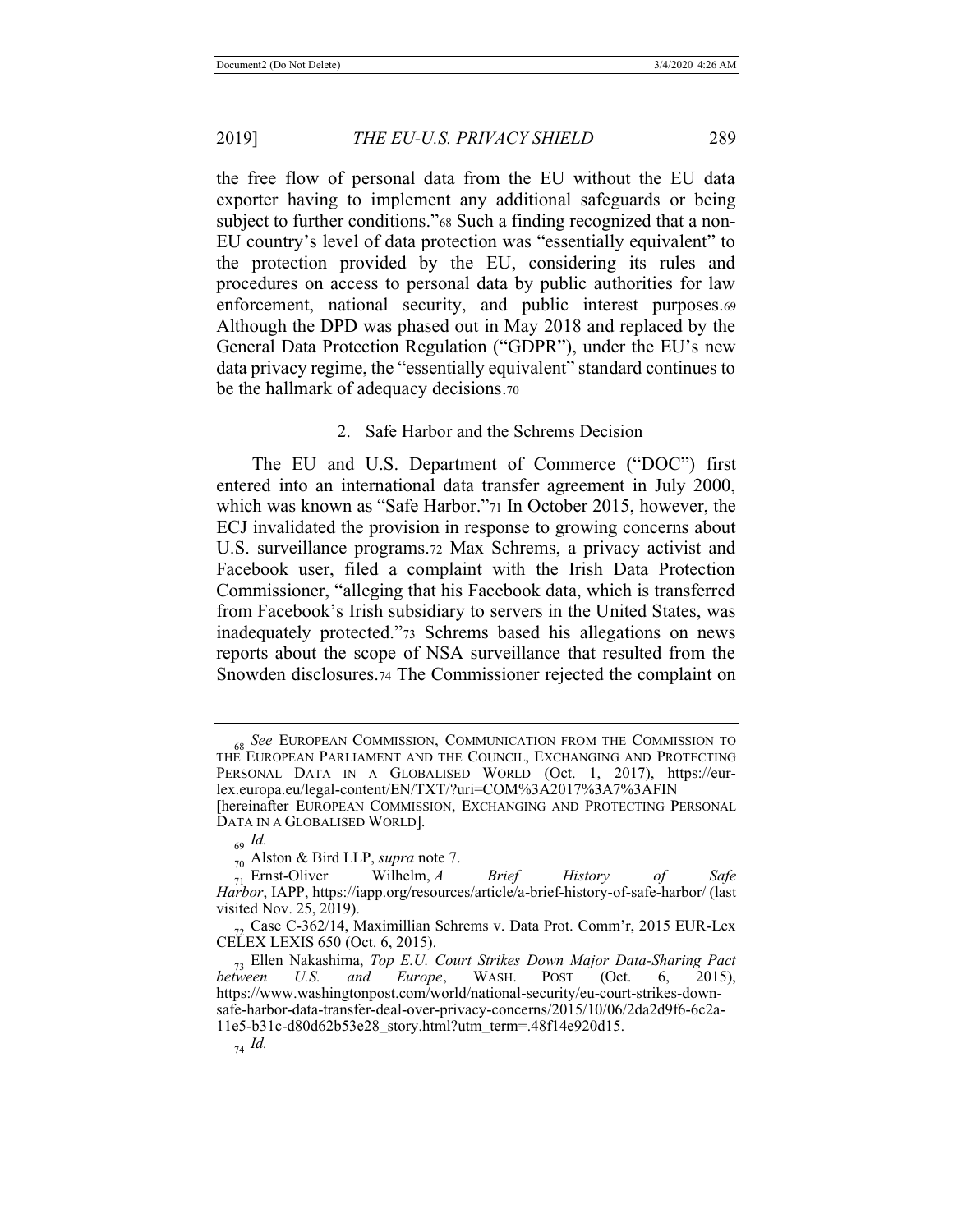the free flow of personal data from the EU without the EU data exporter having to implement any additional safeguards or being subject to further conditions."[68] Such a finding recognized that a non-EU country's level of data protection was "essentially equivalent" to the protection provided by the EU, considering its rules and procedures on access to personal data by public authorities for law enforcement, national security, and public interest purposes.[69] Although the DPD was phased out in May 2018 and replaced by the General Data Protection Regulation ("GDPR"), under the EU's new data privacy regime, the "essentially equivalent" standard continues to be the hallmark of adequacy decisions.[70]

### 2. Safe Harbor and the Schrems Decision

The EU and U.S. Department of Commerce ("DOC") first entered into an international data transfer agreement in July 2000, which was known as "Safe Harbor."[71] In October 2015, however, the ECJ invalidated the provision in response to growing concerns about U.S. surveillance programs.[72] Max Schrems, a privacy activist and Facebook user, filed a complaint with the Irish Data Protection Commissioner, "alleging that his Facebook data, which is transferred from Facebook's Irish subsidiary to servers in the United States, was inadequately protected."[73] Schrems based his allegations on news reports about the scope of NSA surveillance that resulted from the Snowden disclosures.[74] The Commissioner rejected the complaint on

---

[68] *See* EUROPEAN COMMISSION, COMMUNICATION FROM THE COMMISSION TO THE EUROPEAN PARLIAMENT AND THE COUNCIL, EXCHANGING AND PROTECTING PERSONAL DATA IN A GLOBALISED WORLD (Oct. 1, 2017), https://eur-lex.europa.eu/legal-content/EN/TXT/?uri=COM%3A2017%3A7%3AFIN [hereinafter EUROPEAN COMMISSION, EXCHANGING AND PROTECTING PERSONAL DATA IN A GLOBALISED WORLD].

[69] *Id.*

[70] Alston & Bird LLP, *supra* note 7.

[71] Ernst-Oliver Wilhelm, *A Brief History of Safe Harbor*, IAPP, https://iapp.org/resources/article/a-brief-history-of-safe-harbor/ (last visited Nov. 25, 2019).

[72] Case C-362/14, Maximillian Schrems v. Data Prot. Comm'r, 2015 EUR-Lex CELEX LEXIS 650 (Oct. 6, 2015).

[73] Ellen Nakashima, *Top E.U. Court Strikes Down Major Data-Sharing Pact between U.S. and Europe*, WASH. POST (Oct. 6, 2015), https://www.washingtonpost.com/world/national-security/eu-court-strikes-down-safe-harbor-data-transfer-deal-over-privacy-concerns/2015/10/06/2da2d9f6-6c2a-11e5-b31c-d80d62b53e28_story.html?utm_term=.48f14e920d15.

[74] *Id.*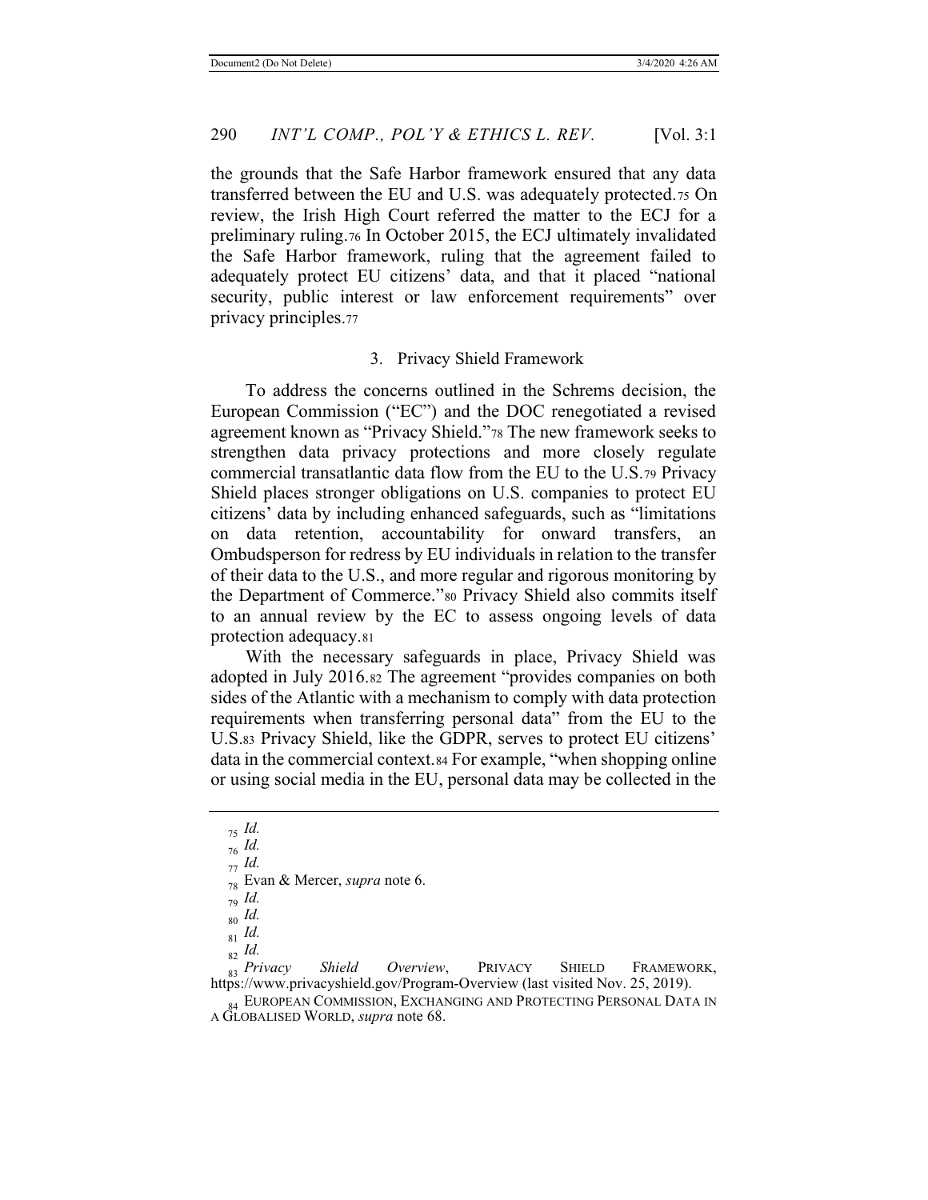the grounds that the Safe Harbor framework ensured that any data transferred between the EU and U.S. was adequately protected.[75] On review, the Irish High Court referred the matter to the ECJ for a preliminary ruling.[76] In October 2015, the ECJ ultimately invalidated the Safe Harbor framework, ruling that the agreement failed to adequately protect EU citizens' data, and that it placed "national security, public interest or law enforcement requirements" over privacy principles.[77]

### 3. Privacy Shield Framework

To address the concerns outlined in the Schrems decision, the European Commission ("EC") and the DOC renegotiated a revised agreement known as "Privacy Shield."[78] The new framework seeks to strengthen data privacy protections and more closely regulate commercial transatlantic data flow from the EU to the U.S.[79] Privacy Shield places stronger obligations on U.S. companies to protect EU citizens' data by including enhanced safeguards, such as "limitations on data retention, accountability for onward transfers, an Ombudsperson for redress by EU individuals in relation to the transfer of their data to the U.S., and more regular and rigorous monitoring by the Department of Commerce."[80] Privacy Shield also commits itself to an annual review by the EC to assess ongoing levels of data protection adequacy.[81]

With the necessary safeguards in place, Privacy Shield was adopted in July 2016.[82] The agreement "provides companies on both sides of the Atlantic with a mechanism to comply with data protection requirements when transferring personal data" from the EU to the U.S.[83] Privacy Shield, like the GDPR, serves to protect EU citizens' data in the commercial context.[84] For example, "when shopping online or using social media in the EU, personal data may be collected in the

---

[75] *Id.*

[76] *Id.*

[77] *Id.*

[78] Evan & Mercer, *supra* note 6.

[79] *Id.*

[80] *Id.*

[81] *Id.*

[82] *Id.*

[83] *Privacy Shield Overview*, PRIVACY SHIELD FRAMEWORK, https://www.privacyshield.gov/Program-Overview (last visited Nov. 25, 2019).

[84] EUROPEAN COMMISSION, EXCHANGING AND PROTECTING PERSONAL DATA IN A GLOBALISED WORLD, *supra* note 68.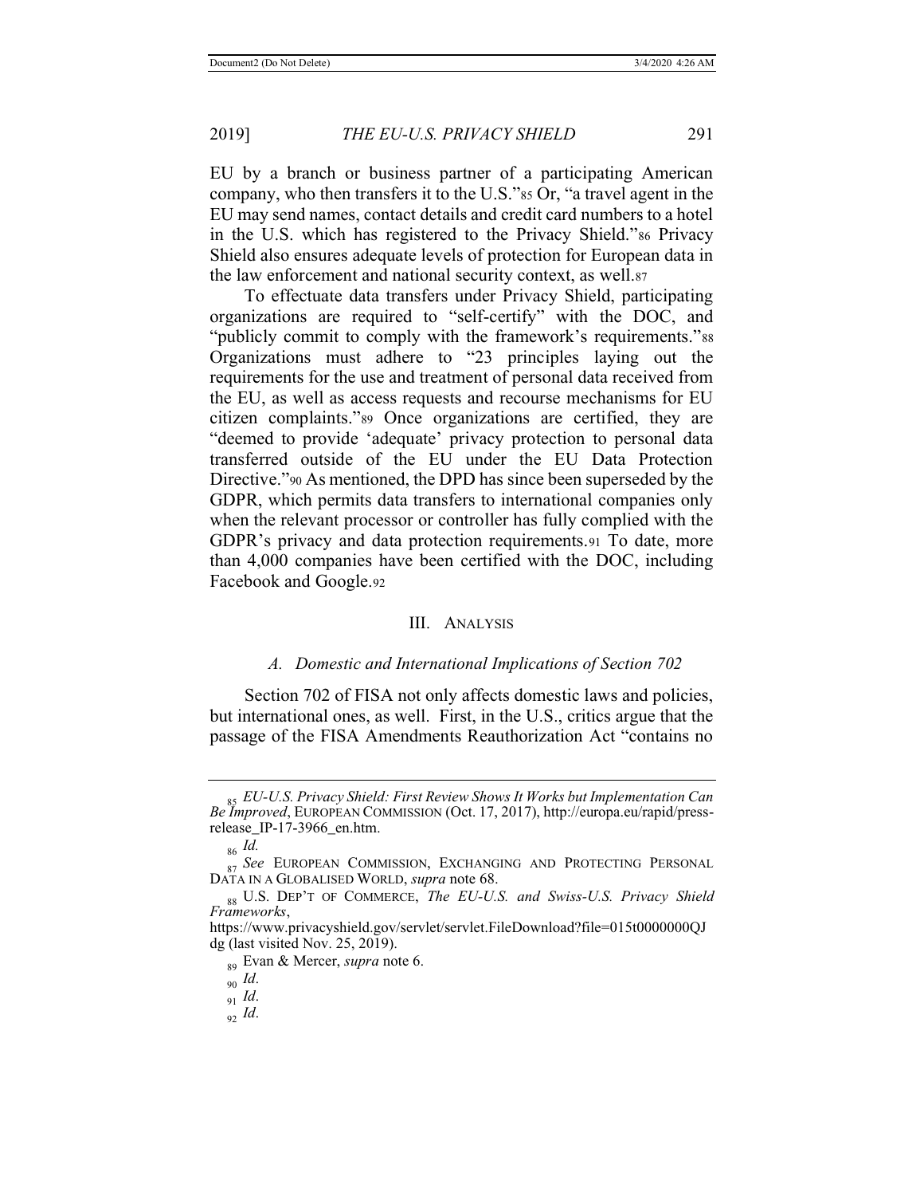EU by a branch or business partner of a participating American company, who then transfers it to the U.S."[85] Or, "a travel agent in the EU may send names, contact details and credit card numbers to a hotel in the U.S. which has registered to the Privacy Shield."[86] Privacy Shield also ensures adequate levels of protection for European data in the law enforcement and national security context, as well.[87]

To effectuate data transfers under Privacy Shield, participating organizations are required to "self-certify" with the DOC, and "publicly commit to comply with the framework's requirements."[88] Organizations must adhere to "23 principles laying out the requirements for the use and treatment of personal data received from the EU, as well as access requests and recourse mechanisms for EU citizen complaints."[89] Once organizations are certified, they are "deemed to provide 'adequate' privacy protection to personal data transferred outside of the EU under the EU Data Protection Directive."[90] As mentioned, the DPD has since been superseded by the GDPR, which permits data transfers to international companies only when the relevant processor or controller has fully complied with the GDPR's privacy and data protection requirements.[91] To date, more than 4,000 companies have been certified with the DOC, including Facebook and Google.[92]

## III. Analysis

### *A. Domestic and International Implications of Section 702*

Section 702 of FISA not only affects domestic laws and policies, but international ones, as well. First, in the U.S., critics argue that the passage of the FISA Amendments Reauthorization Act "contains no

---

[85] *EU-U.S. Privacy Shield: First Review Shows It Works but Implementation Can Be Improved*, EUROPEAN COMMISSION (Oct. 17, 2017), http://europa.eu/rapid/press-release_IP-17-3966_en.htm.

[86] *Id.*

[87] *See* EUROPEAN COMMISSION, EXCHANGING AND PROTECTING PERSONAL DATA IN A GLOBALISED WORLD, *supra* note 68.

[88] U.S. DEP'T OF COMMERCE, *The EU-U.S. and Swiss-U.S. Privacy Shield Frameworks*, https://www.privacyshield.gov/servlet/servlet.FileDownload?file=015t0000000QJdg (last visited Nov. 25, 2019).

[89] Evan & Mercer, *supra* note 6.

[90] *Id*.

[91] *Id*.

[92] *Id*.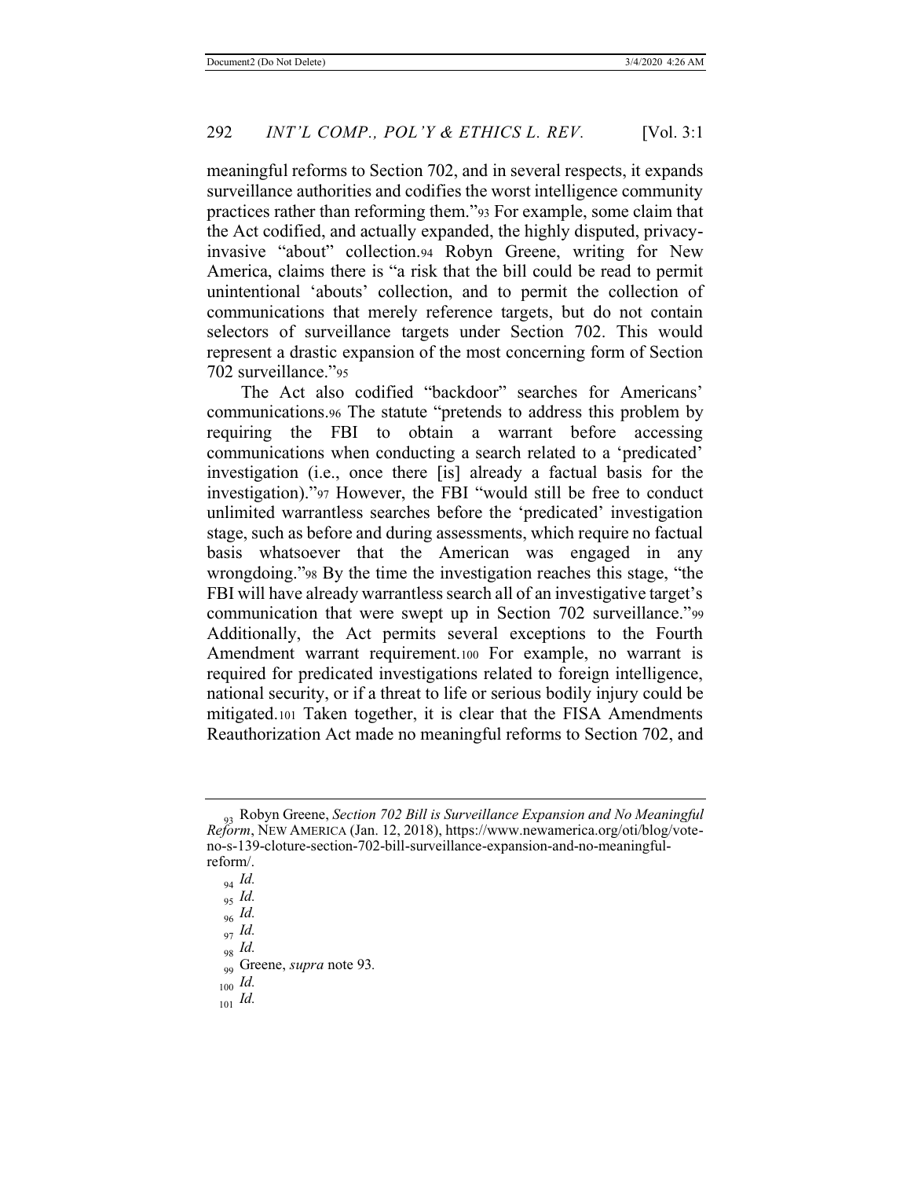meaningful reforms to Section 702, and in several respects, it expands surveillance authorities and codifies the worst intelligence community practices rather than reforming them."[93] For example, some claim that the Act codified, and actually expanded, the highly disputed, privacy-invasive "about" collection.[94] Robyn Greene, writing for New America, claims there is "a risk that the bill could be read to permit unintentional 'abouts' collection, and to permit the collection of communications that merely reference targets, but do not contain selectors of surveillance targets under Section 702. This would represent a drastic expansion of the most concerning form of Section 702 surveillance."[95]

The Act also codified "backdoor" searches for Americans' communications.[96] The statute "pretends to address this problem by requiring the FBI to obtain a warrant before accessing communications when conducting a search related to a 'predicated' investigation (i.e., once there [is] already a factual basis for the investigation)."[97] However, the FBI "would still be free to conduct unlimited warrantless searches before the 'predicated' investigation stage, such as before and during assessments, which require no factual basis whatsoever that the American was engaged in any wrongdoing."[98] By the time the investigation reaches this stage, "the FBI will have already warrantless search all of an investigative target's communication that were swept up in Section 702 surveillance."[99] Additionally, the Act permits several exceptions to the Fourth Amendment warrant requirement.[100] For example, no warrant is required for predicated investigations related to foreign intelligence, national security, or if a threat to life or serious bodily injury could be mitigated.[101] Taken together, it is clear that the FISA Amendments Reauthorization Act made no meaningful reforms to Section 702, and

---

[93] Robyn Greene, *Section 702 Bill is Surveillance Expansion and No Meaningful Reform*, NEW AMERICA (Jan. 12, 2018), https://www.newamerica.org/oti/blog/vote-no-s-139-cloture-section-702-bill-surveillance-expansion-and-no-meaningful-reform/.

[94] *Id.*

[95] *Id.*

[96] *Id.*

[97] *Id.*

[98] *Id.*

[99] Greene, *supra* note 93.

[100] *Id.*

[101] *Id.*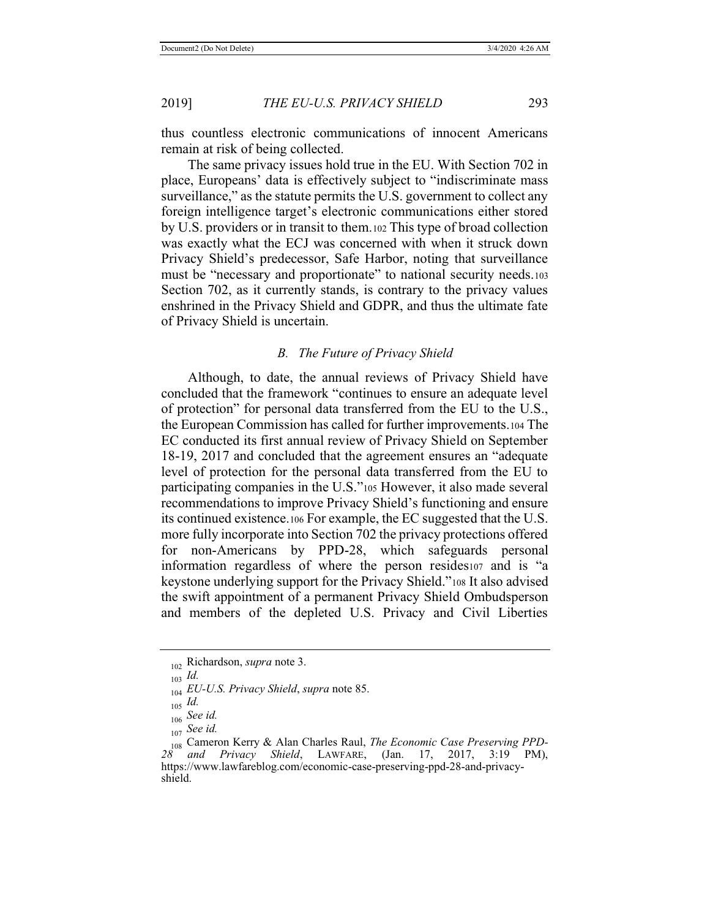thus countless electronic communications of innocent Americans remain at risk of being collected.

The same privacy issues hold true in the EU. With Section 702 in place, Europeans' data is effectively subject to "indiscriminate mass surveillance," as the statute permits the U.S. government to collect any foreign intelligence target's electronic communications either stored by U.S. providers or in transit to them.[102] This type of broad collection was exactly what the ECJ was concerned with when it struck down Privacy Shield's predecessor, Safe Harbor, noting that surveillance must be "necessary and proportionate" to national security needs.[103] Section 702, as it currently stands, is contrary to the privacy values enshrined in the Privacy Shield and GDPR, and thus the ultimate fate of Privacy Shield is uncertain.

### *B. The Future of Privacy Shield*

Although, to date, the annual reviews of Privacy Shield have concluded that the framework "continues to ensure an adequate level of protection" for personal data transferred from the EU to the U.S., the European Commission has called for further improvements.[104] The EC conducted its first annual review of Privacy Shield on September 18-19, 2017 and concluded that the agreement ensures an "adequate level of protection for the personal data transferred from the EU to participating companies in the U.S."[105] However, it also made several recommendations to improve Privacy Shield's functioning and ensure its continued existence.[106] For example, the EC suggested that the U.S. more fully incorporate into Section 702 the privacy protections offered for non-Americans by PPD-28, which safeguards personal information regardless of where the person resides[107] and is "a keystone underlying support for the Privacy Shield."[108] It also advised the swift appointment of a permanent Privacy Shield Ombudsperson and members of the depleted U.S. Privacy and Civil Liberties

---

[102] Richardson, *supra* note 3.

[103] *Id.*

[104] *EU-U.S. Privacy Shield*, *supra* note 85.

[105] *Id.*

[106] *See id.*

[107] *See id.*

[108] Cameron Kerry & Alan Charles Raul, *The Economic Case Preserving PPD-28 and Privacy Shield*, LAWFARE, (Jan. 17, 2017, 3:19 PM), https://www.lawfareblog.com/economic-case-preserving-ppd-28-and-privacy-shield.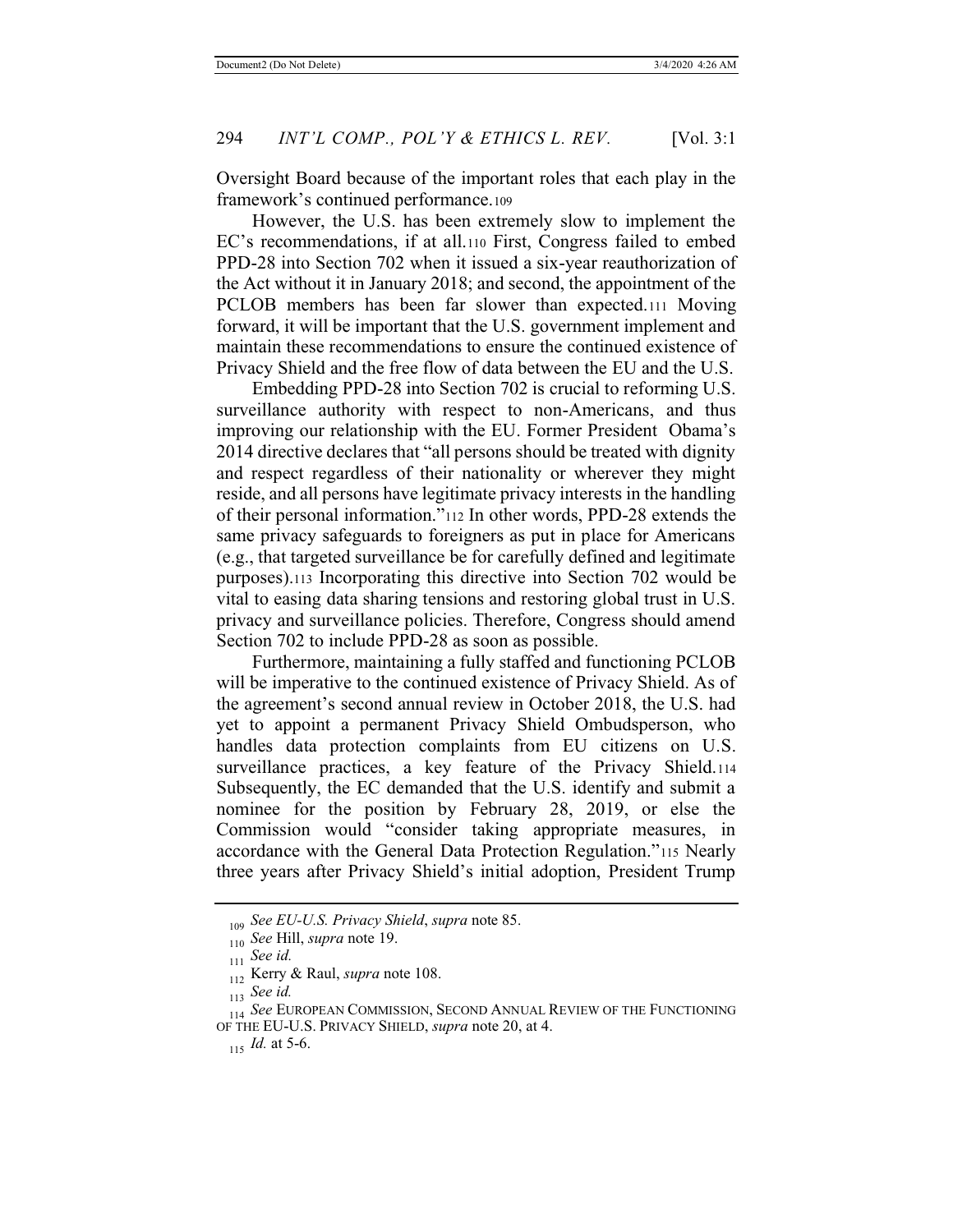Oversight Board because of the important roles that each play in the framework's continued performance.[109]

However, the U.S. has been extremely slow to implement the EC's recommendations, if at all.[110] First, Congress failed to embed PPD-28 into Section 702 when it issued a six-year reauthorization of the Act without it in January 2018; and second, the appointment of the PCLOB members has been far slower than expected.[111] Moving forward, it will be important that the U.S. government implement and maintain these recommendations to ensure the continued existence of Privacy Shield and the free flow of data between the EU and the U.S.

Embedding PPD-28 into Section 702 is crucial to reforming U.S. surveillance authority with respect to non-Americans, and thus improving our relationship with the EU. Former President Obama's 2014 directive declares that "all persons should be treated with dignity and respect regardless of their nationality or wherever they might reside, and all persons have legitimate privacy interests in the handling of their personal information."[112] In other words, PPD-28 extends the same privacy safeguards to foreigners as put in place for Americans (e.g., that targeted surveillance be for carefully defined and legitimate purposes).[113] Incorporating this directive into Section 702 would be vital to easing data sharing tensions and restoring global trust in U.S. privacy and surveillance policies. Therefore, Congress should amend Section 702 to include PPD-28 as soon as possible.

Furthermore, maintaining a fully staffed and functioning PCLOB will be imperative to the continued existence of Privacy Shield. As of the agreement's second annual review in October 2018, the U.S. had yet to appoint a permanent Privacy Shield Ombudsperson, who handles data protection complaints from EU citizens on U.S. surveillance practices, a key feature of the Privacy Shield.[114] Subsequently, the EC demanded that the U.S. identify and submit a nominee for the position by February 28, 2019, or else the Commission would "consider taking appropriate measures, in accordance with the General Data Protection Regulation."[115] Nearly three years after Privacy Shield's initial adoption, President Trump

---

[109] *See EU-U.S. Privacy Shield*, *supra* note 85.

[110] *See* Hill, *supra* note 19.

[111] *See id.*

[112] Kerry & Raul, *supra* note 108.

[113] *See id.*

[114] *See* EUROPEAN COMMISSION, SECOND ANNUAL REVIEW OF THE FUNCTIONING OF THE EU-U.S. PRIVACY SHIELD, *supra* note 20, at 4.

[115] *Id.* at 5-6.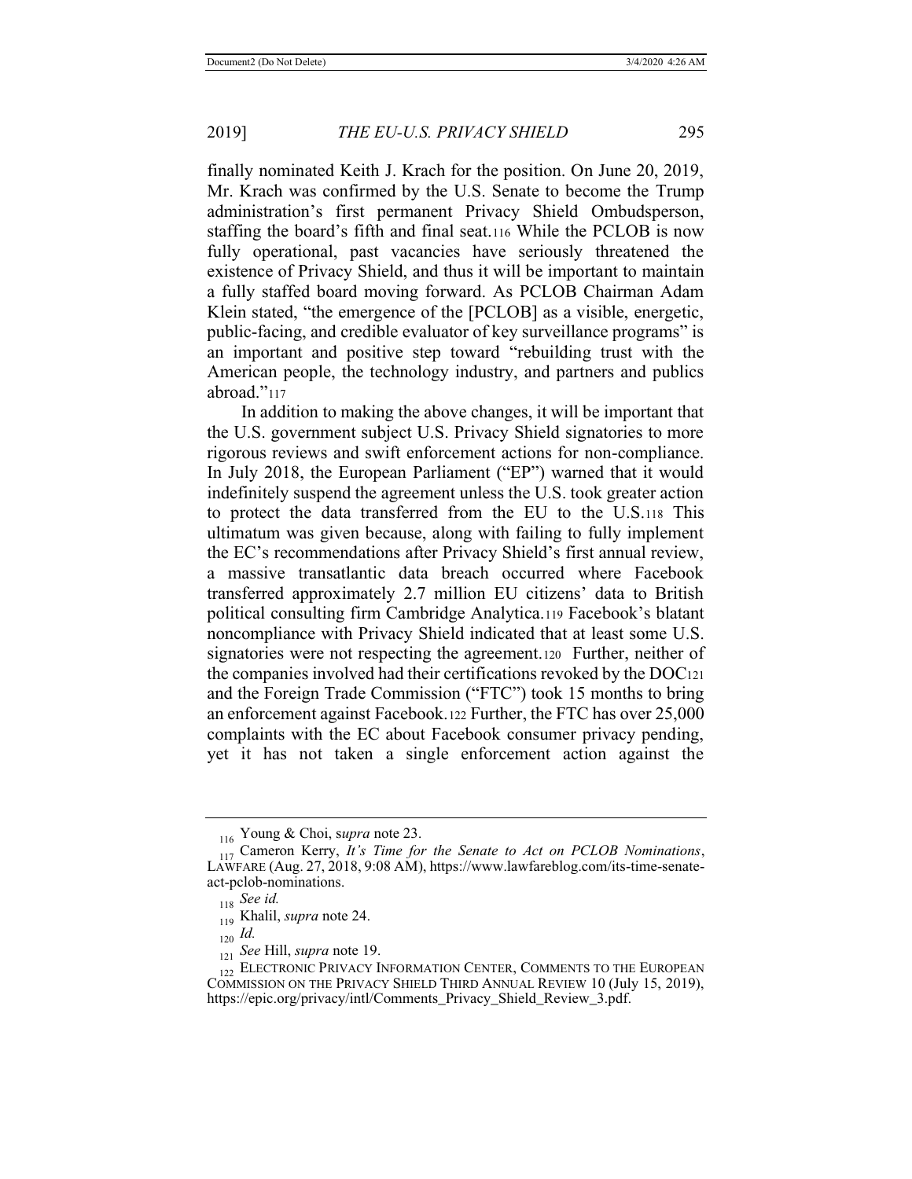finally nominated Keith J. Krach for the position. On June 20, 2019, Mr. Krach was confirmed by the U.S. Senate to become the Trump administration's first permanent Privacy Shield Ombudsperson, staffing the board's fifth and final seat.[116] While the PCLOB is now fully operational, past vacancies have seriously threatened the existence of Privacy Shield, and thus it will be important to maintain a fully staffed board moving forward. As PCLOB Chairman Adam Klein stated, "the emergence of the [PCLOB] as a visible, energetic, public-facing, and credible evaluator of key surveillance programs" is an important and positive step toward "rebuilding trust with the American people, the technology industry, and partners and publics abroad."[117]

In addition to making the above changes, it will be important that the U.S. government subject U.S. Privacy Shield signatories to more rigorous reviews and swift enforcement actions for non-compliance. In July 2018, the European Parliament ("EP") warned that it would indefinitely suspend the agreement unless the U.S. took greater action to protect the data transferred from the EU to the U.S.[118] This ultimatum was given because, along with failing to fully implement the EC's recommendations after Privacy Shield's first annual review, a massive transatlantic data breach occurred where Facebook transferred approximately 2.7 million EU citizens' data to British political consulting firm Cambridge Analytica.[119] Facebook's blatant noncompliance with Privacy Shield indicated that at least some U.S. signatories were not respecting the agreement.[120] Further, neither of the companies involved had their certifications revoked by the DOC[121] and the Foreign Trade Commission ("FTC") took 15 months to bring an enforcement against Facebook.[122] Further, the FTC has over 25,000 complaints with the EC about Facebook consumer privacy pending, yet it has not taken a single enforcement action against the

---

[116] Young & Choi, *supra* note 23.

[117] Cameron Kerry, *It's Time for the Senate to Act on PCLOB Nominations*, LAWFARE (Aug. 27, 2018, 9:08 AM), https://www.lawfareblog.com/its-time-senate-act-pclob-nominations.

[118] *See id.*

[119] Khalil, *supra* note 24.

[120] *Id.*

[121] *See* Hill, *supra* note 19.

[122] ELECTRONIC PRIVACY INFORMATION CENTER, COMMENTS TO THE EUROPEAN COMMISSION ON THE PRIVACY SHIELD THIRD ANNUAL REVIEW 10 (July 15, 2019), https://epic.org/privacy/intl/Comments_Privacy_Shield_Review_3.pdf.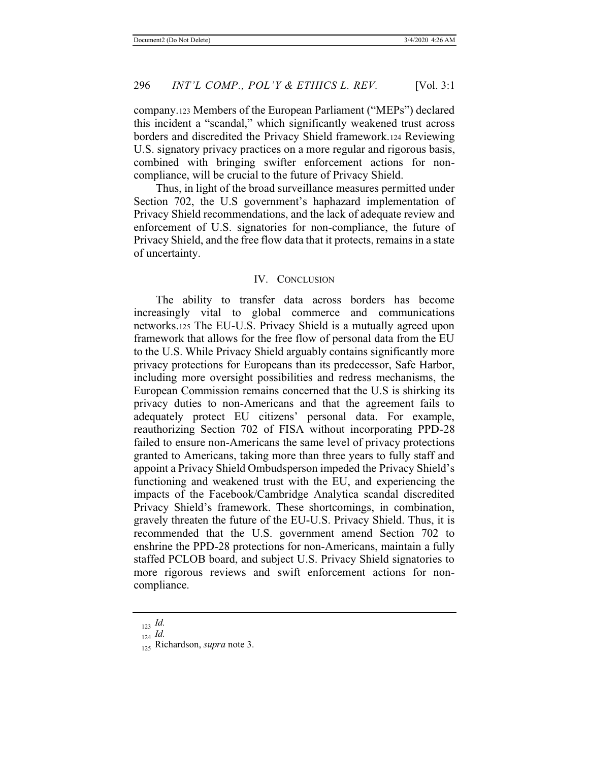company.[123] Members of the European Parliament ("MEPs") declared this incident a "scandal," which significantly weakened trust across borders and discredited the Privacy Shield framework.[124] Reviewing U.S. signatory privacy practices on a more regular and rigorous basis, combined with bringing swifter enforcement actions for non-compliance, will be crucial to the future of Privacy Shield.

Thus, in light of the broad surveillance measures permitted under Section 702, the U.S government's haphazard implementation of Privacy Shield recommendations, and the lack of adequate review and enforcement of U.S. signatories for non-compliance, the future of Privacy Shield, and the free flow data that it protects, remains in a state of uncertainty.

## IV. CONCLUSION

The ability to transfer data across borders has become increasingly vital to global commerce and communications networks.[125] The EU-U.S. Privacy Shield is a mutually agreed upon framework that allows for the free flow of personal data from the EU to the U.S. While Privacy Shield arguably contains significantly more privacy protections for Europeans than its predecessor, Safe Harbor, including more oversight possibilities and redress mechanisms, the European Commission remains concerned that the U.S is shirking its privacy duties to non-Americans and that the agreement fails to adequately protect EU citizens' personal data. For example, reauthorizing Section 702 of FISA without incorporating PPD-28 failed to ensure non-Americans the same level of privacy protections granted to Americans, taking more than three years to fully staff and appoint a Privacy Shield Ombudsperson impeded the Privacy Shield's functioning and weakened trust with the EU, and experiencing the impacts of the Facebook/Cambridge Analytica scandal discredited Privacy Shield's framework. These shortcomings, in combination, gravely threaten the future of the EU-U.S. Privacy Shield. Thus, it is recommended that the U.S. government amend Section 702 to enshrine the PPD-28 protections for non-Americans, maintain a fully staffed PCLOB board, and subject U.S. Privacy Shield signatories to more rigorous reviews and swift enforcement actions for non-compliance.

---

[123] *Id.*

[124] *Id.*

[125] Richardson, *supra* note 3.